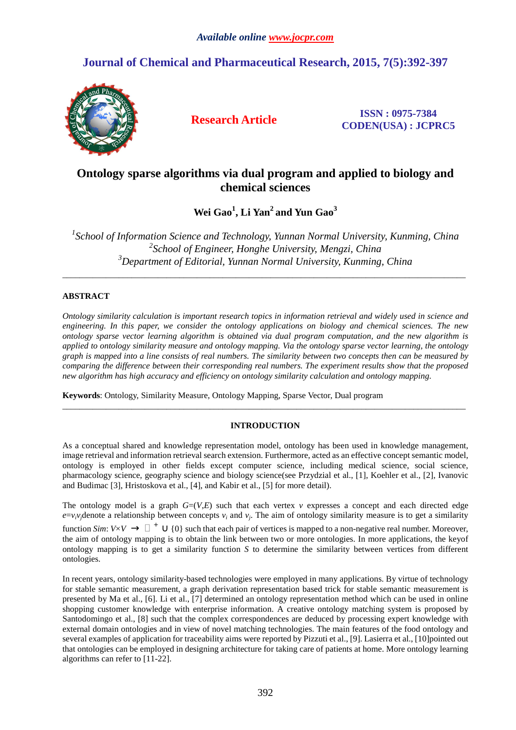*Available online www.jocpr.com*

## Journal of Chemical and Pharmaceutical Research, 2015, 7(5):392-397

**Research Article**

**ISSN : 0975-7384**
**CODEN(USA) : JCPRC5**

# Ontology sparse algorithms via dual program and applied to biology and chemical sciences

**Wei Gao[1], Li Yan[2] and Yun Gao[3]**

*[1]School of Information Science and Technology, Yunnan Normal University, Kunming, China*
*[2]School of Engineer, Honghe University, Mengzi, China*
*[3]Department of Editorial, Yunnan Normal University, Kunming, China*

---

## ABSTRACT

*Ontology similarity calculation is important research topics in information retrieval and widely used in science and engineering. In this paper, we consider the ontology applications on biology and chemical sciences. The new ontology sparse vector learning algorithm is obtained via dual program computation, and the new algorithm is applied to ontology similarity measure and ontology mapping. Via the ontology sparse vector learning, the ontology graph is mapped into a line consists of real numbers. The similarity between two concepts then can be measured by comparing the difference between their corresponding real numbers. The experiment results show that the proposed new algorithm has high accuracy and efficiency on ontology similarity calculation and ontology mapping.*

**Keywords**: Ontology, Similarity Measure, Ontology Mapping, Sparse Vector, Dual program

---

## INTRODUCTION

As a conceptual shared and knowledge representation model, ontology has been used in knowledge management, image retrieval and information retrieval search extension. Furthermore, acted as an effective concept semantic model, ontology is employed in other fields except computer science, including medical science, social science, pharmacology science, geography science and biology science(see Przydzial et al., [1], Koehler et al., [2], Ivanovic and Budimac [3], Hristoskova et al., [4], and Kabir et al., [5] for more detail).

The ontology model is a graph $G=(V,E)$ such that each vertex $v$ expresses a concept and each directed edge $e=v_iv_j$denote a relationship between concepts $v_i$ and $v_j$. The aim of ontology similarity measure is to get a similarity function $Sim$: $V\times V \rightarrow \mathbb{R}^+ \cup \{0\}$ such that each pair of vertices is mapped to a non-negative real number. Moreover, the aim of ontology mapping is to obtain the link between two or more ontologies. In more applications, the keyof ontology mapping is to get a similarity function $S$ to determine the similarity between vertices from different ontologies.

In recent years, ontology similarity-based technologies were employed in many applications. By virtue of technology for stable semantic measurement, a graph derivation representation based trick for stable semantic measurement is presented by Ma et al., [6]. Li et al., [7] determined an ontology representation method which can be used in online shopping customer knowledge with enterprise information. A creative ontology matching system is proposed by Santodomingo et al., [8] such that the complex correspondences are deduced by processing expert knowledge with external domain ontologies and in view of novel matching technologies. The main features of the food ontology and several examples of application for traceability aims were reported by Pizzuti et al., [9]. Lasierra et al., [10]pointed out that ontologies can be employed in designing architecture for taking care of patients at home. More ontology learning algorithms can refer to [11-22].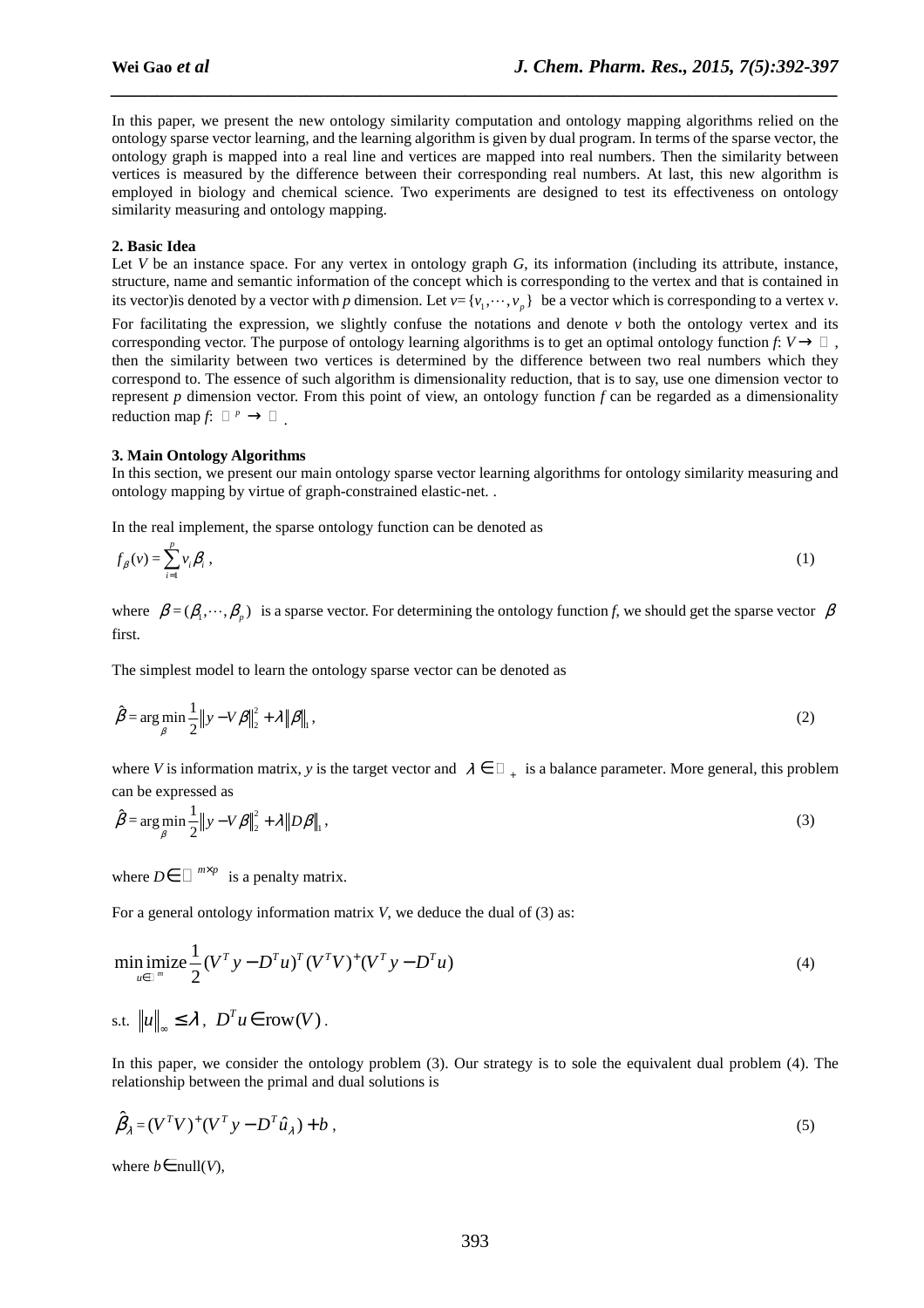In this paper, we present the new ontology similarity computation and ontology mapping algorithms relied on the ontology sparse vector learning, and the learning algorithm is given by dual program. In terms of the sparse vector, the ontology graph is mapped into a real line and vertices are mapped into real numbers. Then the similarity between vertices is measured by the difference between their corresponding real numbers. At last, this new algorithm is employed in biology and chemical science. Two experiments are designed to test its effectiveness on ontology similarity measuring and ontology mapping.

## 2. Basic Idea

Let $V$ be an instance space. For any vertex in ontology graph $G$, its information (including its attribute, instance, structure, name and semantic information of the concept which is corresponding to the vertex and that is contained in its vector)is denoted by a vector with $p$ dimension. Let $v=\{v_1,\cdots,v_p\}$ be a vector which is corresponding to a vertex $v$. For facilitating the expression, we slightly confuse the notations and denote $v$ both the ontology vertex and its corresponding vector. The purpose of ontology learning algorithms is to get an optimal ontology function $f$: $V\rightarrow\mathbb{R}$, then the similarity between two vertices is determined by the difference between two real numbers which they correspond to. The essence of such algorithm is dimensionality reduction, that is to say, use one dimension vector to represent $p$ dimension vector. From this point of view, an ontology function $f$ can be regarded as a dimensionality reduction map $f$: $\mathbb{R}^p\rightarrow\mathbb{R}$.

## 3. Main Ontology Algorithms

In this section, we present our main ontology sparse vector learning algorithms for ontology similarity measuring and ontology mapping by virtue of graph-constrained elastic-net. .

In the real implement, the sparse ontology function can be denoted as

$$f_\beta(v)=\sum_{i=1}^{p}v_i\beta_i\,, \tag{1}$$

where $\beta=(\beta_1,\cdots,\beta_p)$ is a sparse vector. For determining the ontology function $f$, we should get the sparse vector $\beta$ first.

The simplest model to learn the ontology sparse vector can be denoted as

$$\hat{\beta}=\arg\min_{\beta}\frac{1}{2}\|y-V\beta\|_2^2+\lambda\|\beta\|_1\,, \tag{2}$$

where $V$ is information matrix, $y$ is the target vector and $\lambda\in\mathbb{R}_+$ is a balance parameter. More general, this problem can be expressed as

$$\hat{\beta}=\arg\min_{\beta}\frac{1}{2}\|y-V\beta\|_2^2+\lambda\|D\beta\|_1\,, \tag{3}$$

where $D\in\mathbb{R}^{m\times p}$ is a penalty matrix.

For a general ontology information matrix $V$, we deduce the dual of (3) as:

$$\min_{u\in\mathbb{R}^m}\text{imize}\,\frac{1}{2}(V^Ty-D^Tu)^T(V^TV)^+(V^Ty-D^Tu) \tag{4}$$

s.t. $\|u\|_\infty\le\lambda$, $D^Tu\in\text{row}(V)$.

In this paper, we consider the ontology problem (3). Our strategy is to sole the equivalent dual problem (4). The relationship between the primal and dual solutions is

$$\hat{\beta}_\lambda=(V^TV)^+(V^Ty-D^T\hat{u}_\lambda)+b\,, \tag{5}$$

where $b\in\text{null}(V)$,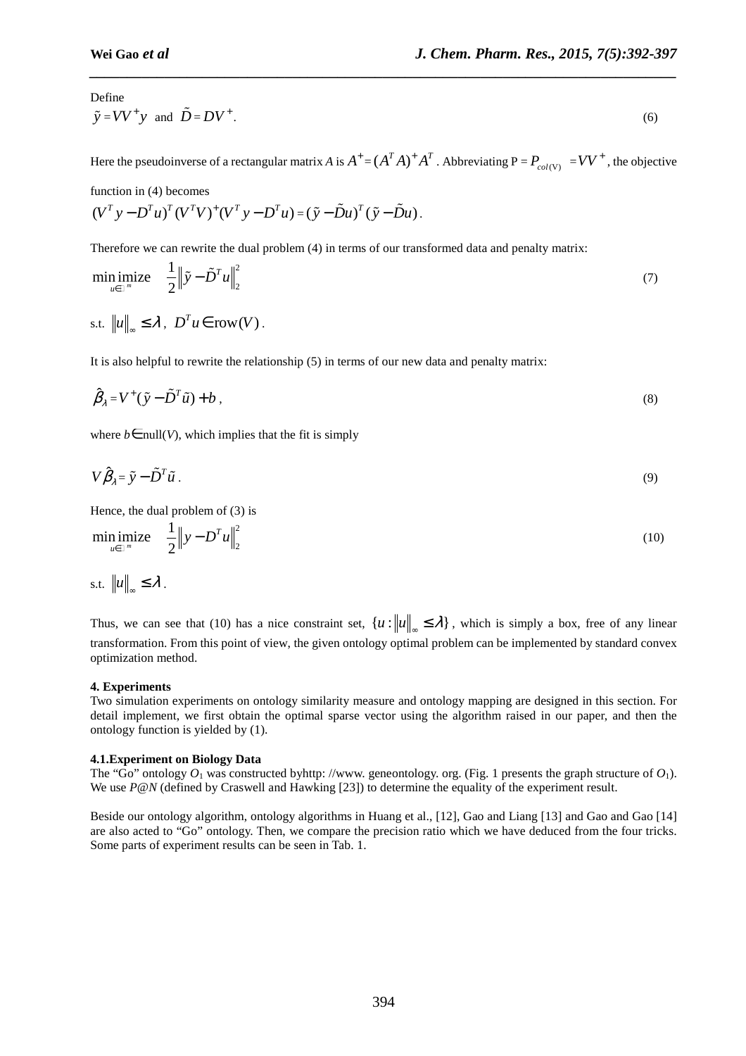Define

$$\tilde{y} = VV^+ y \text{ and } \tilde{D} = DV^+. \tag{6}$$

Here the pseudoinverse of a rectangular matrix $A$ is $A^+ = (A^T A)^+ A^T$. Abbreviating $P = P_{col(V)} = VV^+$, the objective function in (4) becomes

$$(V^T y - D^T u)^T (V^T V)^+ (V^T y - D^T u) = (\tilde{y} - \tilde{D}u)^T (\tilde{y} - \tilde{D}u).$$

Therefore we can rewrite the dual problem (4) in terms of our transformed data and penalty matrix:

$$\underset{u \in \mathbb{R}^m}{\text{minimize}} \quad \frac{1}{2} \left\| \tilde{y} - \tilde{D}^T u \right\|_2^2 \tag{7}$$

s.t. $\|u\|_\infty \leq \lambda$, $D^T u \in \text{row}(V)$.

It is also helpful to rewrite the relationship (5) in terms of our new data and penalty matrix:

$$\hat{\beta}_\lambda = V^+ (\tilde{y} - \tilde{D}^T \tilde{u}) + b, \tag{8}$$

where $b \in \text{null}(V)$, which implies that the fit is simply

$$V \hat{\beta}_\lambda = \tilde{y} - \tilde{D}^T \tilde{u}. \tag{9}$$

Hence, the dual problem of (3) is

$$\underset{u \in \mathbb{R}^m}{\text{minimize}} \quad \frac{1}{2} \left\| y - D^T u \right\|_2^2 \tag{10}$$

s.t. $\|u\|_\infty \leq \lambda$.

Thus, we can see that (10) has a nice constraint set, $\{u : \|u\|_\infty \leq \lambda\}$, which is simply a box, free of any linear transformation. From this point of view, the given ontology optimal problem can be implemented by standard convex optimization method.

**4. Experiments**

Two simulation experiments on ontology similarity measure and ontology mapping are designed in this section. For detail implement, we first obtain the optimal sparse vector using the algorithm raised in our paper, and then the ontology function is yielded by (1).

**4.1.Experiment on Biology Data**

The "Go" ontology $O_1$ was constructed byhttp: //www. geneontology. org. (Fig. 1 presents the graph structure of $O_1$). We use *P@N* (defined by Craswell and Hawking [23]) to determine the equality of the experiment result.

Beside our ontology algorithm, ontology algorithms in Huang et al., [12], Gao and Liang [13] and Gao and Gao [14] are also acted to "Go" ontology. Then, we compare the precision ratio which we have deduced from the four tricks. Some parts of experiment results can be seen in Tab. 1.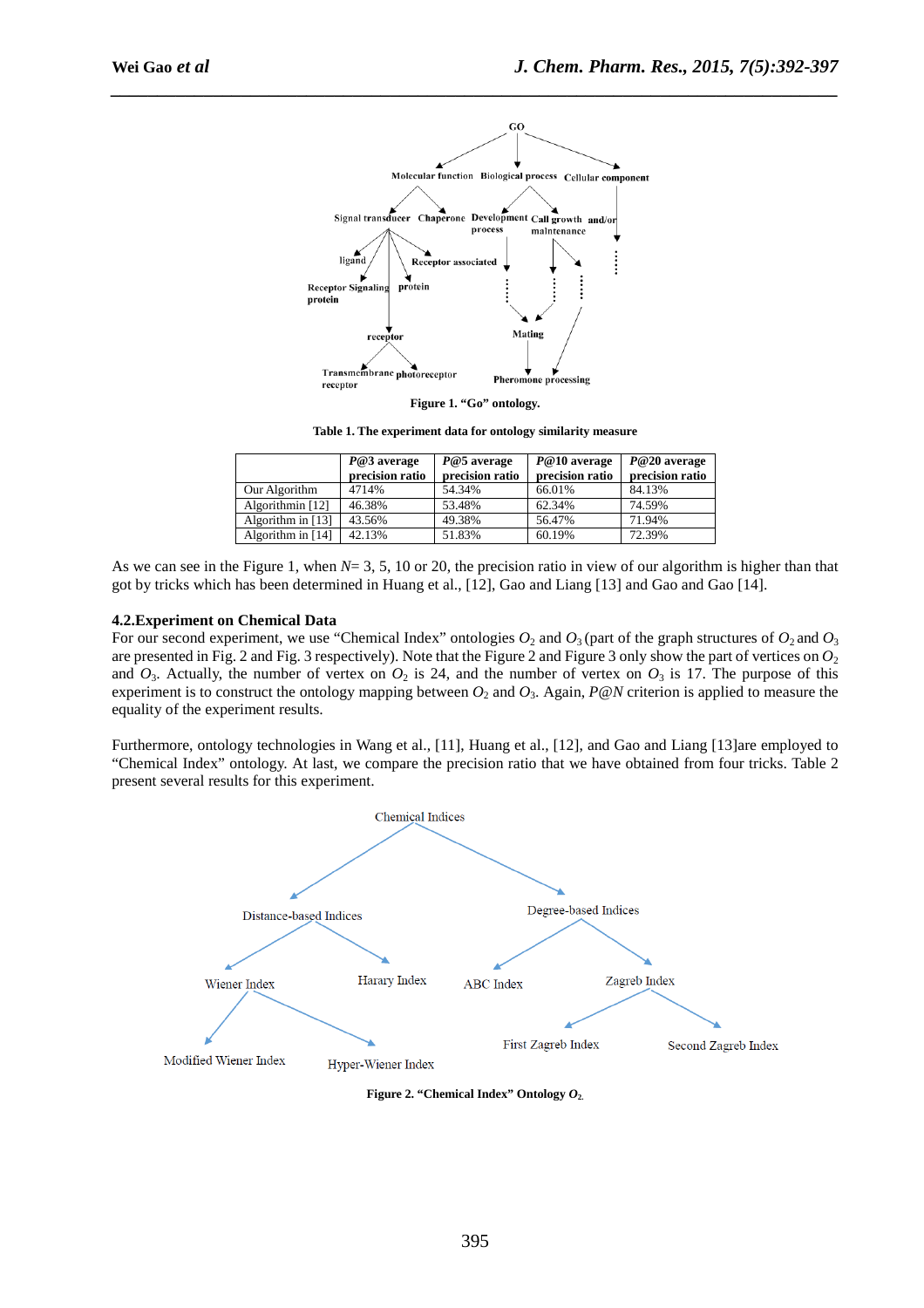GO

Molecular function Biological process Cellular component

Signal transducer Chaperone Development process Call growth and/or maintenance

ligand

Receptor associated

Receptor Signaling protein

protein

receptor

Mating

Transmembrane receptor

photoreceptor

Pheromone processing

**Figure 1. "Go" ontology.**

**Table 1. The experiment data for ontology similarity measure**

| | *P*@3 average precision ratio | *P*@5 average precision ratio | *P*@10 average precision ratio | *P*@20 average precision ratio |
|---|---|---|---|---|
| Our Algorithm | 4714% | 54.34% | 66.01% | 84.13% |
| Algorithmin [12] | 46.38% | 53.48% | 62.34% | 74.59% |
| Algorithm in [13] | 43.56% | 49.38% | 56.47% | 71.94% |
| Algorithm in [14] | 42.13% | 51.83% | 60.19% | 72.39% |

As we can see in the Figure 1, when $N$= 3, 5, 10 or 20, the precision ratio in view of our algorithm is higher than that got by tricks which has been determined in Huang et al., [12], Gao and Liang [13] and Gao and Gao [14].

### 4.2.Experiment on Chemical Data

For our second experiment, we use "Chemical Index" ontologies $O_2$ and $O_3$ (part of the graph structures of $O_2$ and $O_3$ are presented in Fig. 2 and Fig. 3 respectively). Note that the Figure 2 and Figure 3 only show the part of vertices on $O_2$ and $O_3$. Actually, the number of vertex on $O_2$ is 24, and the number of vertex on $O_3$ is 17. The purpose of this experiment is to construct the ontology mapping between $O_2$ and $O_3$. Again, $P@N$ criterion is applied to measure the equality of the experiment results.

Furthermore, ontology technologies in Wang et al., [11], Huang et al., [12], and Gao and Liang [13]are employed to "Chemical Index" ontology. At last, we compare the precision ratio that we have obtained from four tricks. Table 2 present several results for this experiment.

Chemical Indices

Distance-based Indices

Degree-based Indices

Wiener Index

Harary Index

ABC Index

Zagreb Index

Modified Wiener Index

Hyper-Wiener Index

First Zagreb Index

Second Zagreb Index

**Figure 2. "Chemical Index" Ontology $O_2$.**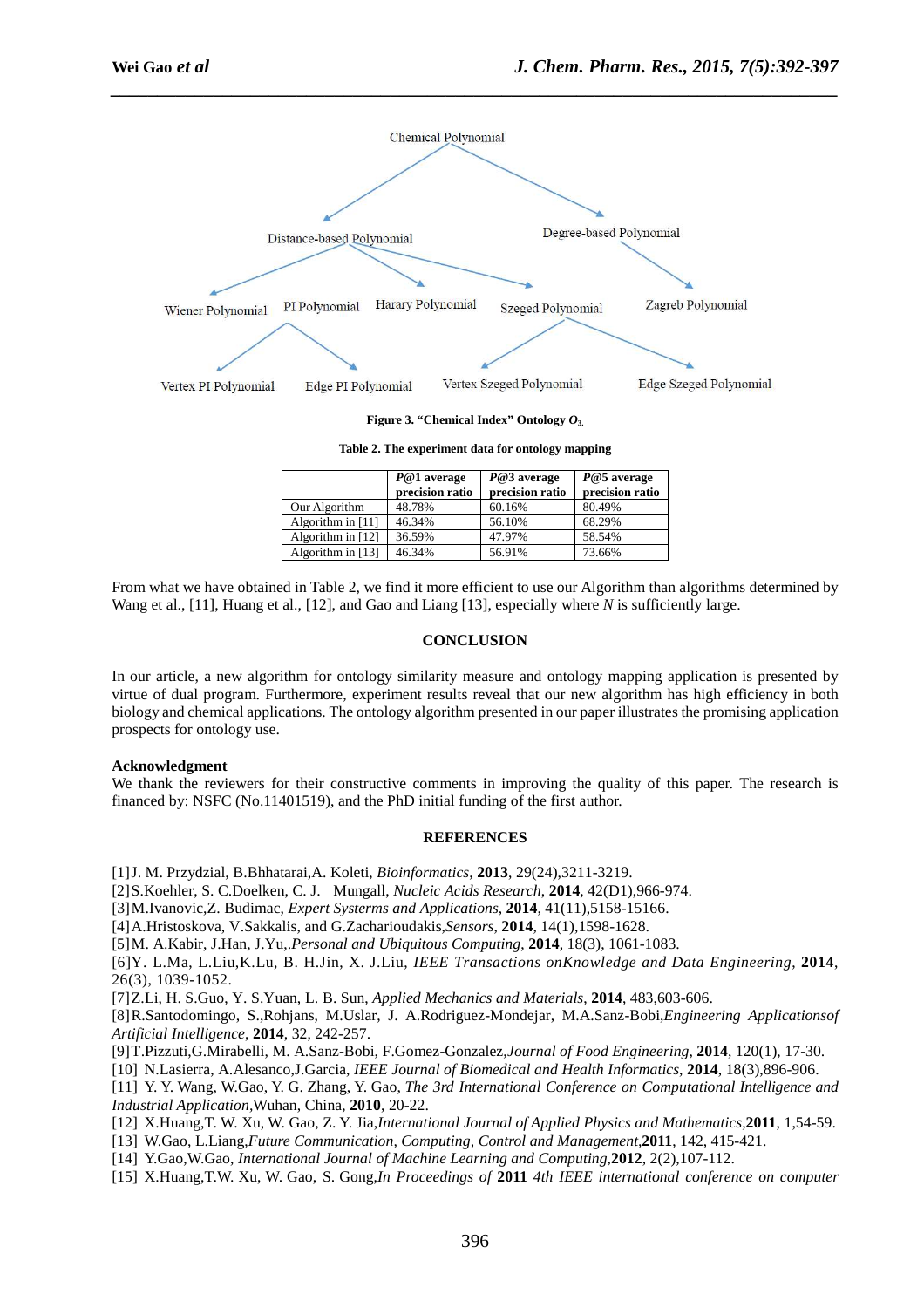Chemical Polynomial

Distance-based Polynomial

Degree-based Polynomial

Wiener Polynomial

PI Polynomial

Harary Polynomial

Szeged Polynomial

Zagreb Polynomial

Vertex PI Polynomial

Edge PI Polynomial

Vertex Szeged Polynomial

Edge Szeged Polynomial

**Figure 3. "Chemical Index" Ontology $O_3$**

**Table 2. The experiment data for ontology mapping**

| | *P*@1 average precision ratio | *P*@3 average precision ratio | *P*@5 average precision ratio |
|---|---|---|---|
| Our Algorithm | 48.78% | 60.16% | 80.49% |
| Algorithm in [11] | 46.34% | 56.10% | 68.29% |
| Algorithm in [12] | 36.59% | 47.97% | 58.54% |
| Algorithm in [13] | 46.34% | 56.91% | 73.66% |

From what we have obtained in Table 2, we find it more efficient to use our Algorithm than algorithms determined by Wang et al., [11], Huang et al., [12], and Gao and Liang [13], especially where $N$ is sufficiently large.

## CONCLUSION

In our article, a new algorithm for ontology similarity measure and ontology mapping application is presented by virtue of dual program. Furthermore, experiment results reveal that our new algorithm has high efficiency in both biology and chemical applications. The ontology algorithm presented in our paper illustrates the promising application prospects for ontology use.

**Acknowledgment**

We thank the reviewers for their constructive comments in improving the quality of this paper. The research is financed by: NSFC (No.11401519), and the PhD initial funding of the first author.

## REFERENCES

[1]J. M. Przydzial, B.Bhhatarai,A. Koleti, *Bioinformatics*, **2013**, 29(24),3211-3219.
[2]S.Koehler, S. C.Doelken, C. J. Mungall, *Nucleic Acids Research*, **2014**, 42(D1),966-974.
[3]M.Ivanovic,Z. Budimac, *Expert Systerms and Applications*, **2014**, 41(11),5158-15166.
[4]A.Hristoskova, V.Sakkalis, and G.Zacharioudakis,*Sensors*, **2014**, 14(1),1598-1628.
[5]M. A.Kabir, J.Han, J.Yu,.*Personal and Ubiquitous Computing*, **2014**, 18(3), 1061-1083.
[6]Y. L.Ma, L.Liu,K.Lu, B. H.Jin, X. J.Liu, *IEEE Transactions onKnowledge and Data Engineering*, **2014**, 26(3), 1039-1052.
[7]Z.Li, H. S.Guo, Y. S.Yuan, L. B. Sun, *Applied Mechanics and Materials*, **2014**, 483,603-606.
[8]R.Santodomingo, S.,Rohjans, M.Uslar, J. A.Rodriguez-Mondejar, M.A.Sanz-Bobi,*Engineering Applicationsof Artificial Intelligence*, **2014**, 32, 242-257.
[9]T.Pizzuti,G.Mirabelli, M. A.Sanz-Bobi, F.Gomez-Gonzalez,*Journal of Food Engineering*, **2014**, 120(1), 17-30.
[10] N.Lasierra, A.Alesanco,J.Garcia, *IEEE Journal of Biomedical and Health Informatics*, **2014**, 18(3),896-906.
[11] Y. Y. Wang, W.Gao, Y. G. Zhang, Y. Gao, *The 3rd International Conference on Computational Intelligence and Industrial Application*,Wuhan, China, **2010**, 20-22.
[12] X.Huang,T. W. Xu, W. Gao, Z. Y. Jia,*International Journal of Applied Physics and Mathematics*,**2011**, 1,54-59.
[13] W.Gao, L.Liang,*Future Communication, Computing, Control and Management*,**2011**, 142, 415-421.
[14] Y.Gao,W.Gao, *International Journal of Machine Learning and Computing*,**2012**, 2(2),107-112.
[15] X.Huang,T.W. Xu, W. Gao, S. Gong,*In Proceedings of* **2011** *4th IEEE international conference on computer*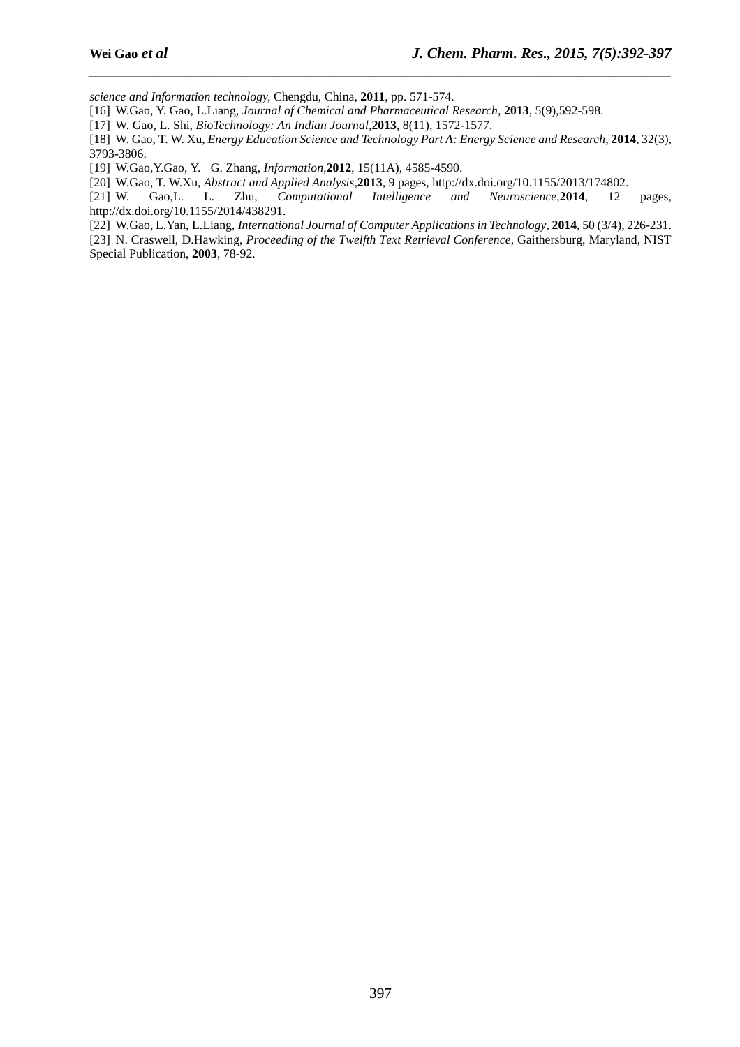*science and Information technology,* Chengdu, China, **2011**, pp. 571-574.

[16] W.Gao, Y. Gao, L.Liang, *Journal of Chemical and Pharmaceutical Research*, **2013**, 5(9),592-598.

[17] W. Gao, L. Shi, *BioTechnology: An Indian Journal*,**2013**, 8(11), 1572-1577.

[18] W. Gao, T. W. Xu, *Energy Education Science and Technology Part A: Energy Science and Research*, **2014**, 32(3), 3793-3806.

[19] W.Gao,Y.Gao, Y. G. Zhang, *Information*,**2012**, 15(11A), 4585-4590.

[20] W.Gao, T. W.Xu, *Abstract and Applied Analysis*,**2013**, 9 pages, http://dx.doi.org/10.1155/2013/174802.

[21] W. Gao,L. L. Zhu, *Computational Intelligence and Neuroscience*,**2014**, 12 pages, http://dx.doi.org/10.1155/2014/438291.

[22] W.Gao, L.Yan, L.Liang, *International Journal of Computer Applications in Technology*, **2014**, 50 (3/4), 226-231.

[23] N. Craswell, D.Hawking, *Proceeding of the Twelfth Text Retrieval Conference*, Gaithersburg, Maryland, NIST Special Publication, **2003**, 78-92.